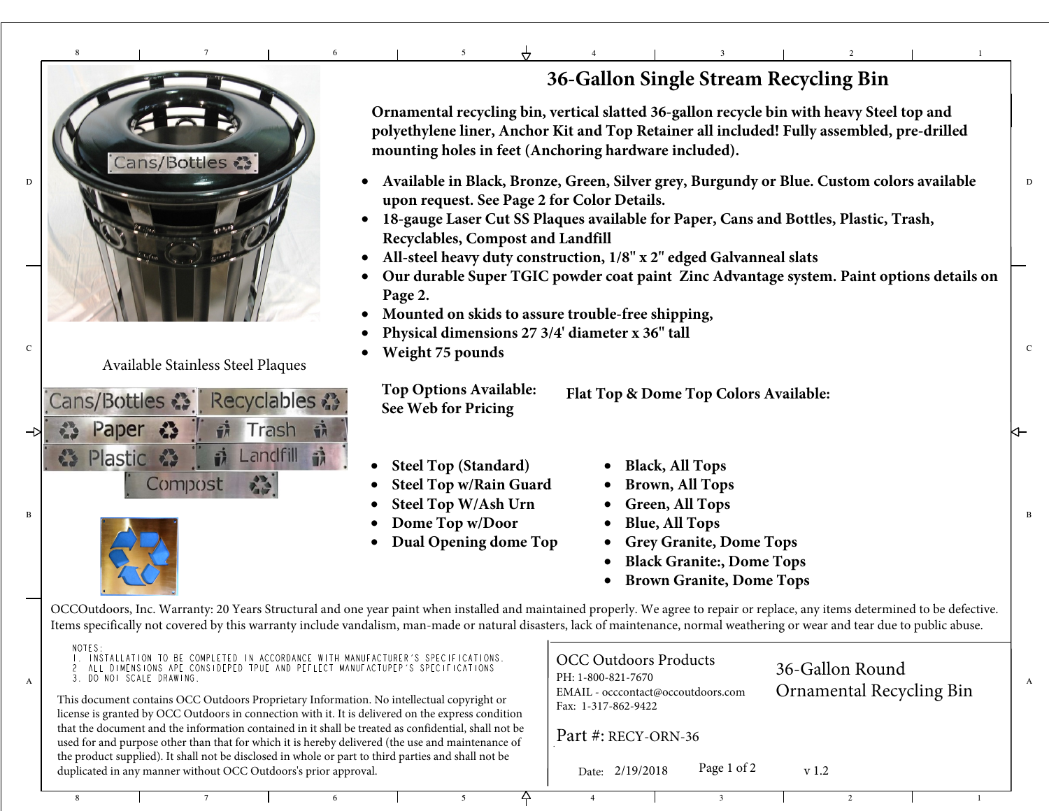# 36-Gallon Single Stream Recycling Bin

**Ornamental recycling bin, vertical slatted 36-gallon recycle bin with heavy Steel top and polyethylene liner, Anchor Kit and Top Retainer all included! Fully assembled, pre-drilled mounting holes in feet (Anchoring hardware included).**

- **Available in Black, Bronze, Green, Silver grey, Burgundy or Blue. Custom colors available upon request. See Page 2 for Color Details.**
- **18-gauge Laser Cut SS Plaques available for Paper, Cans and Bottles, Plastic, Trash, Recyclables, Compost and Landfill**
- **All-steel heavy duty construction, 1/8" x 2" edged Galvanneal slats**
- **Our durable Super TGIC powder coat paint Zinc Advantage system. Paint options details on Page 2.**
- **Mounted on skids to assure trouble-free shipping,**
- **Physical dimensions 27 3/4' diameter x 36" tall**
- **Weight 75 pounds**

Available Stainless Steel Plaques

Cans/Bottles, Recyclables, Paper, Trash, Plastic, Landfill, Compost

**Top Options Available:**
**See Web for Pricing**

- **Steel Top (Standard)**
- **Steel Top w/Rain Guard**
- **Steel Top W/Ash Urn**
- **Dome Top w/Door**
- **Dual Opening dome Top**

**Flat Top & Dome Top Colors Available:**

- **Black, All Tops**
- **Brown, All Tops**
- **Green, All Tops**
- **Blue, All Tops**
- **Grey Granite, Dome Tops**
- **Black Granite:, Dome Tops**
- **Brown Granite, Dome Tops**

OCCOutdoors, Inc. Warranty: 20 Years Structural and one year paint when installed and maintained properly. We agree to repair or replace, any items determined to be defective. Items specifically not covered by this warranty include vandalism, man-made or natural disasters, lack of maintenance, normal weathering or wear and tear due to public abuse.

NOTES:
1. INSTALLATION TO BE COMPLETED IN ACCORDANCE WITH MANUFACTURER'S SPECIFICATIONS.
2. ALL DIMENSIONS ARE CONSIDERED TRUE AND REFLECT MANUFACTURER'S SPECIFICATIONS
3. DO NOT SCALE DRAWING.

This document contains OCC Outdoors Proprietary Information. No intellectual copyright or license is granted by OCC Outdoors in connection with it. It is delivered on the express condition that the document and the information contained in it shall be treated as confidential, shall not be used for and purpose other than that for which it is hereby delivered (the use and maintenance of the product supplied). It shall not be disclosed in whole or part to third parties and shall not be duplicated in any manner without OCC Outdoors's prior approval.

OCC Outdoors Products
PH: 1-800-821-7670
EMAIL - occcontact@occoutdoors.com
Fax: 1-317-862-9422

36-Gallon Round Ornamental Recycling Bin

Part #: RECY-ORN-36

Date: 2/19/2018 v 1.2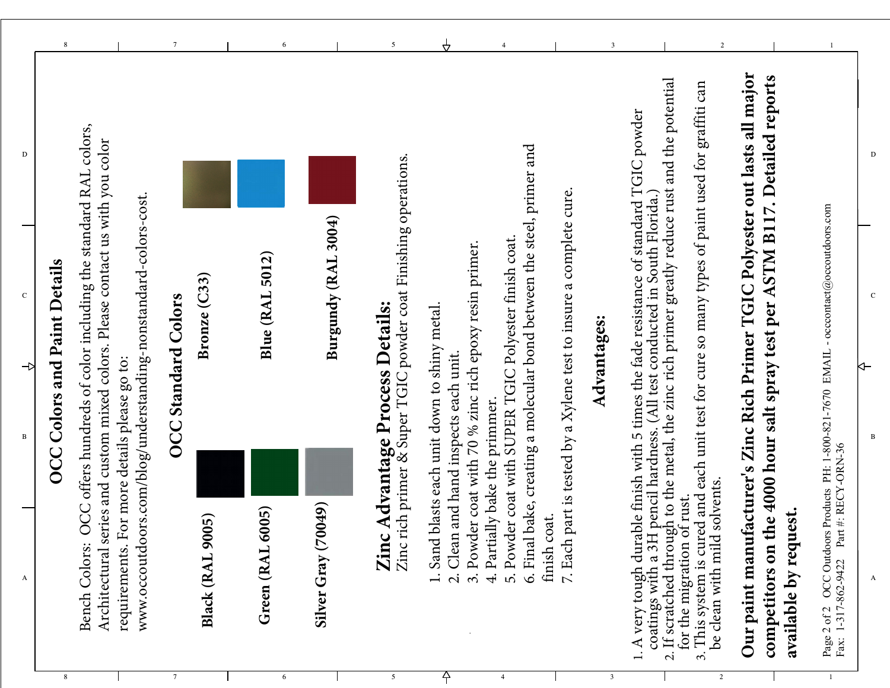# OCC Colors and Paint Details

Bench Colors: OCC offers hundreds of color including the standard RAL colors, Architectural series and custom mixed colors. Please contact us with you color requirements. For more details please go to: www.occoutdoors.com/blog/understanding-nonstandard-colors-cost.

## OCC Standard Colors

**Black (RAL 9005)**

**Bronze (C33)**

**Green (RAL 6005)**

**Blue (RAL 5012)**

**Silver Gray (70049)**

**Burgundy (RAL 3004)**

## Zinc Advantage Process Details:

Zinc rich primer & Super TGIC powder coat Finishing operations.

1. Sand blasts each unit down to shiny metal.
2. Clean and hand inspects each unit.
3. Powder coat with 70 % zinc rich epoxy resin primer.
4. Partially bake the primmer.
5. Powder coat with SUPER TGIC Polyester finish coat.
6. Final bake, creating a molecular bond between the steel, primer and finish coat.
7. Each part is tested by a Xylene test to insure a complete cure.

## Advantages:

1. A very tough durable finish with 5 times the fade resistance of standard TGIC powder coatings with a 3H pencil hardness. (All test conducted in South Florida.)
2. If scratched through to the metal, the zinc rich primer greatly reduce rust and the potential for the migration of rust.
3. This system is cured and each unit test for cure so many types of paint used for graffiti can be clean with mild solvents.

**Our paint manufacturer's Zinc Rich Primer TGIC Polyester out lasts all major competitors on the 4000 hour salt spray test per ASTM B117. Detailed reports available by request.**

OCC Outdoors Products PH: 1-800-821-7670 EMAIL - occcontact@occoutdoors.com
Fax: 1-317-862-9422 Part #: RECY-ORN-36